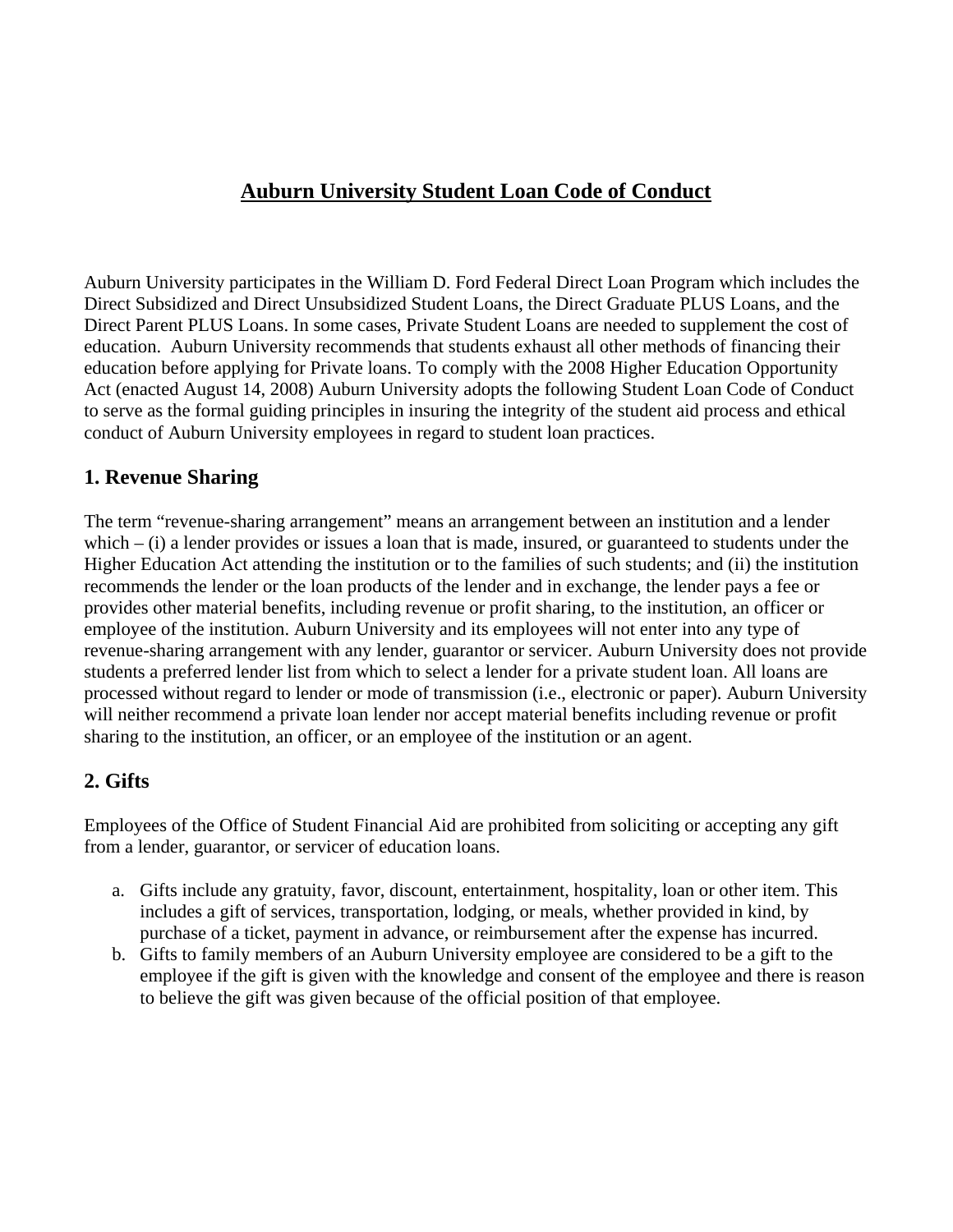# Auburn University Student Loan Code of Conduct

Auburn University participates in the William D. Ford Federal Direct Loan Program which includes the Direct Subsidized and Direct Unsubsidized Student Loans, the Direct Graduate PLUS Loans, and the Direct Parent PLUS Loans. In some cases, Private Student Loans are needed to supplement the cost of education. Auburn University recommends that students exhaust all other methods of financing their education before applying for Private loans. To comply with the 2008 Higher Education Opportunity Act (enacted August 14, 2008) Auburn University adopts the following Student Loan Code of Conduct to serve as the formal guiding principles in insuring the integrity of the student aid process and ethical conduct of Auburn University employees in regard to student loan practices.

## 1. Revenue Sharing

The term "revenue-sharing arrangement" means an arrangement between an institution and a lender which – (i) a lender provides or issues a loan that is made, insured, or guaranteed to students under the Higher Education Act attending the institution or to the families of such students; and (ii) the institution recommends the lender or the loan products of the lender and in exchange, the lender pays a fee or provides other material benefits, including revenue or profit sharing, to the institution, an officer or employee of the institution. Auburn University and its employees will not enter into any type of revenue-sharing arrangement with any lender, guarantor or servicer. Auburn University does not provide students a preferred lender list from which to select a lender for a private student loan. All loans are processed without regard to lender or mode of transmission (i.e., electronic or paper). Auburn University will neither recommend a private loan lender nor accept material benefits including revenue or profit sharing to the institution, an officer, or an employee of the institution or an agent.

## 2. Gifts

Employees of the Office of Student Financial Aid are prohibited from soliciting or accepting any gift from a lender, guarantor, or servicer of education loans.

a. Gifts include any gratuity, favor, discount, entertainment, hospitality, loan or other item. This includes a gift of services, transportation, lodging, or meals, whether provided in kind, by purchase of a ticket, payment in advance, or reimbursement after the expense has incurred.
b. Gifts to family members of an Auburn University employee are considered to be a gift to the employee if the gift is given with the knowledge and consent of the employee and there is reason to believe the gift was given because of the official position of that employee.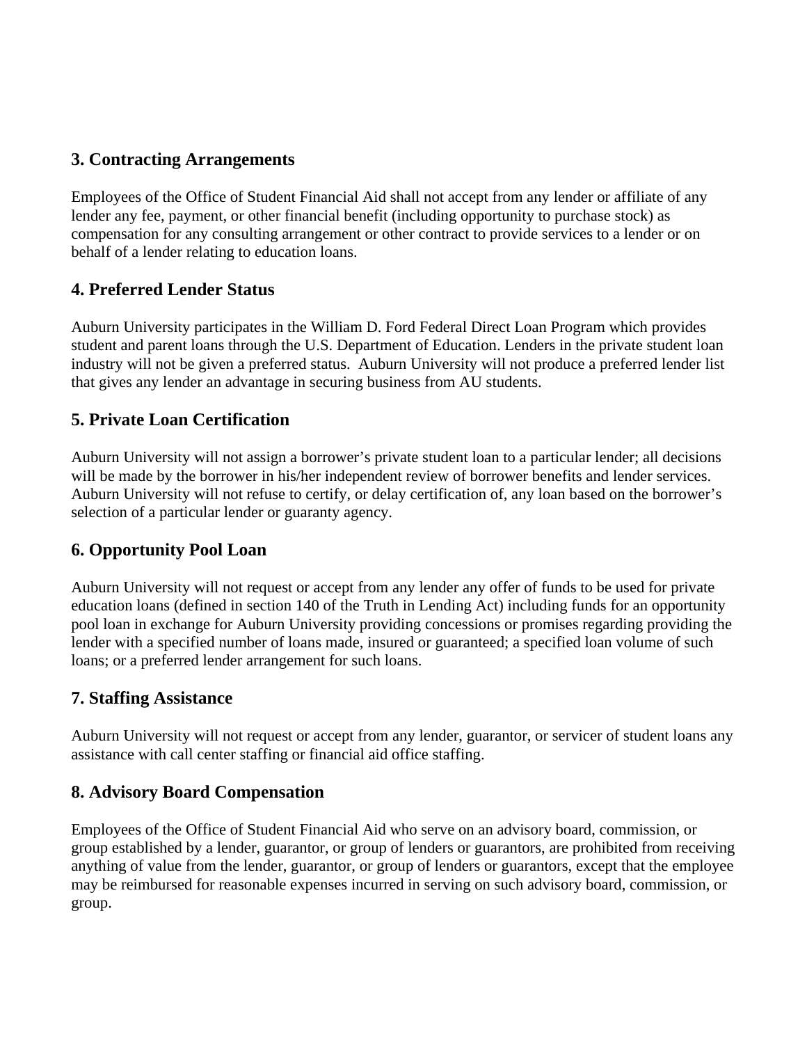### 3. Contracting Arrangements

Employees of the Office of Student Financial Aid shall not accept from any lender or affiliate of any lender any fee, payment, or other financial benefit (including opportunity to purchase stock) as compensation for any consulting arrangement or other contract to provide services to a lender or on behalf of a lender relating to education loans.

### 4. Preferred Lender Status

Auburn University participates in the William D. Ford Federal Direct Loan Program which provides student and parent loans through the U.S. Department of Education. Lenders in the private student loan industry will not be given a preferred status. Auburn University will not produce a preferred lender list that gives any lender an advantage in securing business from AU students.

### 5. Private Loan Certification

Auburn University will not assign a borrower's private student loan to a particular lender; all decisions will be made by the borrower in his/her independent review of borrower benefits and lender services. Auburn University will not refuse to certify, or delay certification of, any loan based on the borrower's selection of a particular lender or guaranty agency.

### 6. Opportunity Pool Loan

Auburn University will not request or accept from any lender any offer of funds to be used for private education loans (defined in section 140 of the Truth in Lending Act) including funds for an opportunity pool loan in exchange for Auburn University providing concessions or promises regarding providing the lender with a specified number of loans made, insured or guaranteed; a specified loan volume of such loans; or a preferred lender arrangement for such loans.

### 7. Staffing Assistance

Auburn University will not request or accept from any lender, guarantor, or servicer of student loans any assistance with call center staffing or financial aid office staffing.

### 8. Advisory Board Compensation

Employees of the Office of Student Financial Aid who serve on an advisory board, commission, or group established by a lender, guarantor, or group of lenders or guarantors, are prohibited from receiving anything of value from the lender, guarantor, or group of lenders or guarantors, except that the employee may be reimbursed for reasonable expenses incurred in serving on such advisory board, commission, or group.